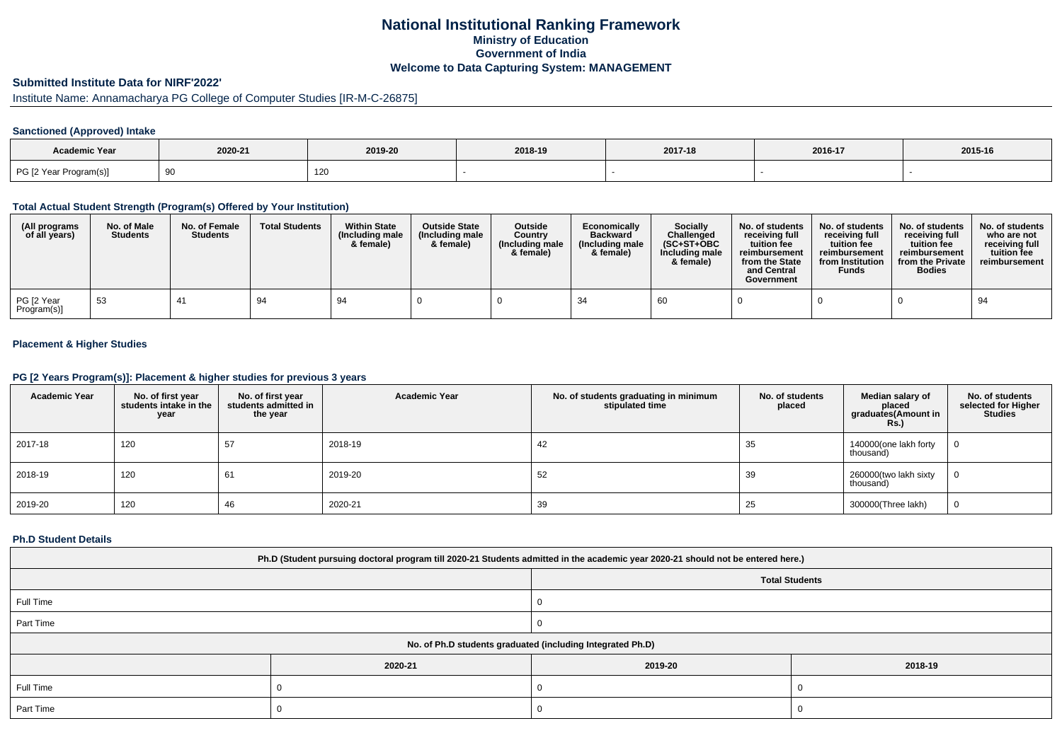# National Institutional Ranking Framework
## Ministry of Education
## Government of India
## Welcome to Data Capturing System: MANAGEMENT

### Submitted Institute Data for NIRF'2022'

Institute Name: Annamacharya PG College of Computer Studies [IR-M-C-26875]

#### Sanctioned (Approved) Intake

| Academic Year | 2020-21 | 2019-20 | 2018-19 | 2017-18 | 2016-17 | 2015-16 |
|---|---|---|---|---|---|---|
| PG [2 Year Program(s)] | 90 | 120 | - | - | - | - |

#### Total Actual Student Strength (Program(s) Offered by Your Institution)

| (All programs of all years) | No. of Male Students | No. of Female Students | Total Students | Within State (Including male & female) | Outside State (Including male & female) | Outside Country (Including male & female) | Economically Backward (Including male & female) | Socially Challenged (SC+ST+OBC Including male & female) | No. of students receiving full tuition fee reimbursement from the State and Central Government | No. of students receiving full tuition fee reimbursement from Institution Funds | No. of students receiving full tuition fee reimbursement from the Private Bodies | No. of students who are not receiving full tuition fee reimbursement |
|---|---|---|---|---|---|---|---|---|---|---|---|---|
| PG [2 Year Program(s)] | 53 | 41 | 94 | 94 | 0 | 0 | 34 | 60 | 0 | 0 | 0 | 94 |

#### Placement & Higher Studies

#### PG [2 Years Program(s)]: Placement & higher studies for previous 3 years

| Academic Year | No. of first year students intake in the year | No. of first year students admitted in the year | Academic Year | No. of students graduating in minimum stipulated time | No. of students placed | Median salary of placed graduates(Amount in Rs.) | No. of students selected for Higher Studies |
|---|---|---|---|---|---|---|---|
| 2017-18 | 120 | 57 | 2018-19 | 42 | 35 | 140000(one lakh forty thousand) | 0 |
| 2018-19 | 120 | 61 | 2019-20 | 52 | 39 | 260000(two lakh sixty thousand) | 0 |
| 2019-20 | 120 | 46 | 2020-21 | 39 | 25 | 300000(Three lakh) | 0 |

#### Ph.D Student Details

| Ph.D (Student pursuing doctoral program till 2020-21 Students admitted in the academic year 2020-21 should not be entered here.) | |
|---|---|
| | Total Students |
| Full Time | 0 |
| Part Time | 0 |

| No. of Ph.D students graduated (including Integrated Ph.D) | | | |
|---|---|---|---|
| | 2020-21 | 2019-20 | 2018-19 |
| Full Time | 0 | 0 | 0 |
| Part Time | 0 | 0 | 0 |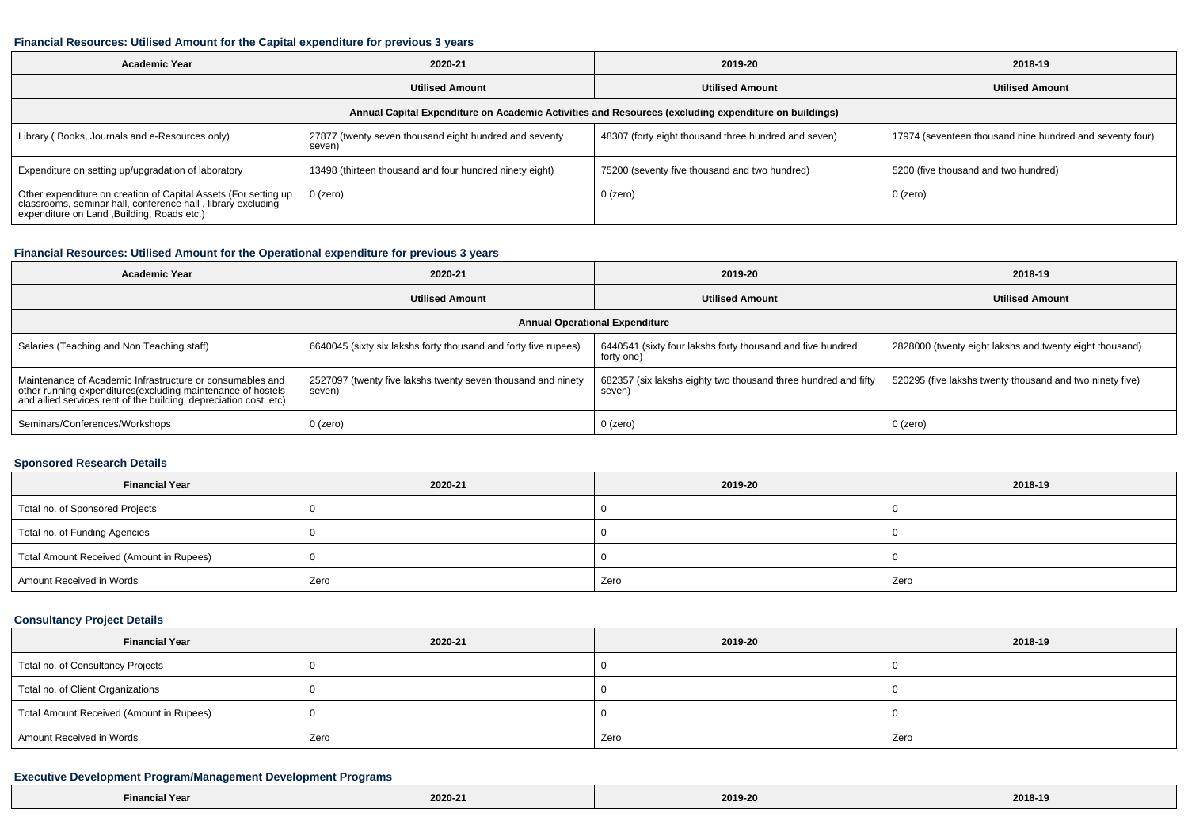### Financial Resources: Utilised Amount for the Capital expenditure for previous 3 years

| Academic Year | 2020-21 | 2019-20 | 2018-19 |
|---|---|---|---|
| | **Utilised Amount** | **Utilised Amount** | **Utilised Amount** |
| **Annual Capital Expenditure on Academic Activities and Resources (excluding expenditure on buildings)** | | | |
| Library ( Books, Journals and e-Resources only) | 27877 (twenty seven thousand eight hundred and seventy seven) | 48307 (forty eight thousand three hundred and seven) | 17974 (seventeen thousand nine hundred and seventy four) |
| Expenditure on setting up/upgradation of laboratory | 13498 (thirteen thousand and four hundred ninety eight) | 75200 (seventy five thousand and two hundred) | 5200 (five thousand and two hundred) |
| Other expenditure on creation of Capital Assets (For setting up classrooms, seminar hall, conference hall , library excluding expenditure on Land ,Building, Roads etc.) | 0 (zero) | 0 (zero) | 0 (zero) |

### Financial Resources: Utilised Amount for the Operational expenditure for previous 3 years

| Academic Year | 2020-21 | 2019-20 | 2018-19 |
|---|---|---|---|
| | **Utilised Amount** | **Utilised Amount** | **Utilised Amount** |
| **Annual Operational Expenditure** | | | |
| Salaries (Teaching and Non Teaching staff) | 6640045 (sixty six lakshs forty thousand and forty five rupees) | 6440541 (sixty four lakshs forty thousand and five hundred forty one) | 2828000 (twenty eight lakshs and twenty eight thousand) |
| Maintenance of Academic Infrastructure or consumables and other running expenditures(excluding maintenance of hostels and allied services,rent of the building, depreciation cost, etc) | 2527097 (twenty five lakhs twenty seven thousand and ninety seven) | 682357 (six lakshs eighty two thousand three hundred and fifty seven) | 520295 (five lakshs twenty thousand and two ninety five) |
| Seminars/Conferences/Workshops | 0 (zero) | 0 (zero) | 0 (zero) |

### Sponsored Research Details

| Financial Year | 2020-21 | 2019-20 | 2018-19 |
|---|---|---|---|
| Total no. of Sponsored Projects | 0 | 0 | 0 |
| Total no. of Funding Agencies | 0 | 0 | 0 |
| Total Amount Received (Amount in Rupees) | 0 | 0 | 0 |
| Amount Received in Words | Zero | Zero | Zero |

### Consultancy Project Details

| Financial Year | 2020-21 | 2019-20 | 2018-19 |
|---|---|---|---|
| Total no. of Consultancy Projects | 0 | 0 | 0 |
| Total no. of Client Organizations | 0 | 0 | 0 |
| Total Amount Received (Amount in Rupees) | 0 | 0 | 0 |
| Amount Received in Words | Zero | Zero | Zero |

### Executive Development Program/Management Development Programs

| Financial Year | 2020-21 | 2019-20 | 2018-19 |
|---|---|---|---|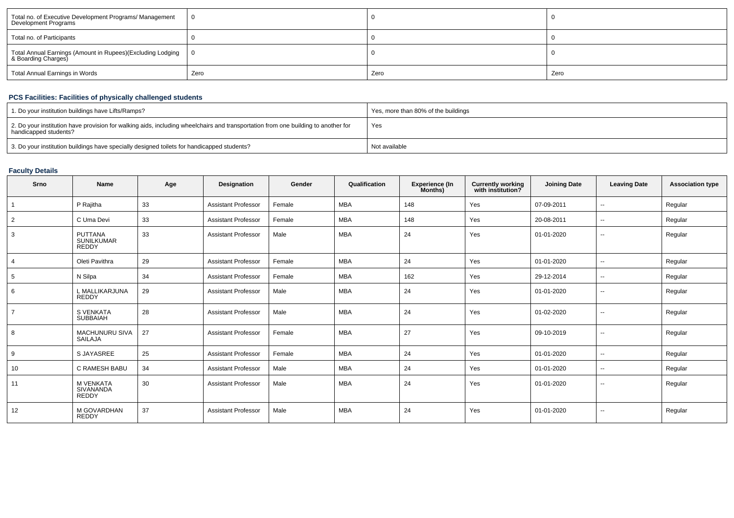| | | | |
|---|---|---|---|
| Total no. of Executive Development Programs/ Management Development Programs | 0 | 0 | 0 |
| Total no. of Participants | 0 | 0 | 0 |
| Total Annual Earnings (Amount in Rupees)(Excluding Lodging & Boarding Charges) | 0 | 0 | 0 |
| Total Annual Earnings in Words | Zero | Zero | Zero |

## PCS Facilities: Facilities of physically challenged students

| | |
|---|---|
| 1. Do your institution buildings have Lifts/Ramps? | Yes, more than 80% of the buildings |
| 2. Do your institution have provision for walking aids, including wheelchairs and transportation from one building to another for handicapped students? | Yes |
| 3. Do your institution buildings have specially designed toilets for handicapped students? | Not available |

## Faculty Details

| Srno | Name | Age | Designation | Gender | Qualification | Experience (In Months) | Currently working with institution? | Joining Date | Leaving Date | Association type |
|---|---|---|---|---|---|---|---|---|---|---|
| 1 | P Rajitha | 33 | Assistant Professor | Female | MBA | 148 | Yes | 07-09-2011 | -- | Regular |
| 2 | C Uma Devi | 33 | Assistant Professor | Female | MBA | 148 | Yes | 20-08-2011 | -- | Regular |
| 3 | PUTTANA SUNILKUMAR REDDY | 33 | Assistant Professor | Male | MBA | 24 | Yes | 01-01-2020 | -- | Regular |
| 4 | Oleti Pavithra | 29 | Assistant Professor | Female | MBA | 24 | Yes | 01-01-2020 | -- | Regular |
| 5 | N Silpa | 34 | Assistant Professor | Female | MBA | 162 | Yes | 29-12-2014 | -- | Regular |
| 6 | L MALLIKARJUNA REDDY | 29 | Assistant Professor | Male | MBA | 24 | Yes | 01-01-2020 | -- | Regular |
| 7 | S VENKATA SUBBAIAH | 28 | Assistant Professor | Male | MBA | 24 | Yes | 01-02-2020 | -- | Regular |
| 8 | MACHUNURU SIVA SAILAJA | 27 | Assistant Professor | Female | MBA | 27 | Yes | 09-10-2019 | -- | Regular |
| 9 | S JAYASREE | 25 | Assistant Professor | Female | MBA | 24 | Yes | 01-01-2020 | -- | Regular |
| 10 | C RAMESH BABU | 34 | Assistant Professor | Male | MBA | 24 | Yes | 01-01-2020 | -- | Regular |
| 11 | M VENKATA SIVANANDA REDDY | 30 | Assistant Professor | Male | MBA | 24 | Yes | 01-01-2020 | -- | Regular |
| 12 | M GOVARDHAN REDDY | 37 | Assistant Professor | Male | MBA | 24 | Yes | 01-01-2020 | -- | Regular |